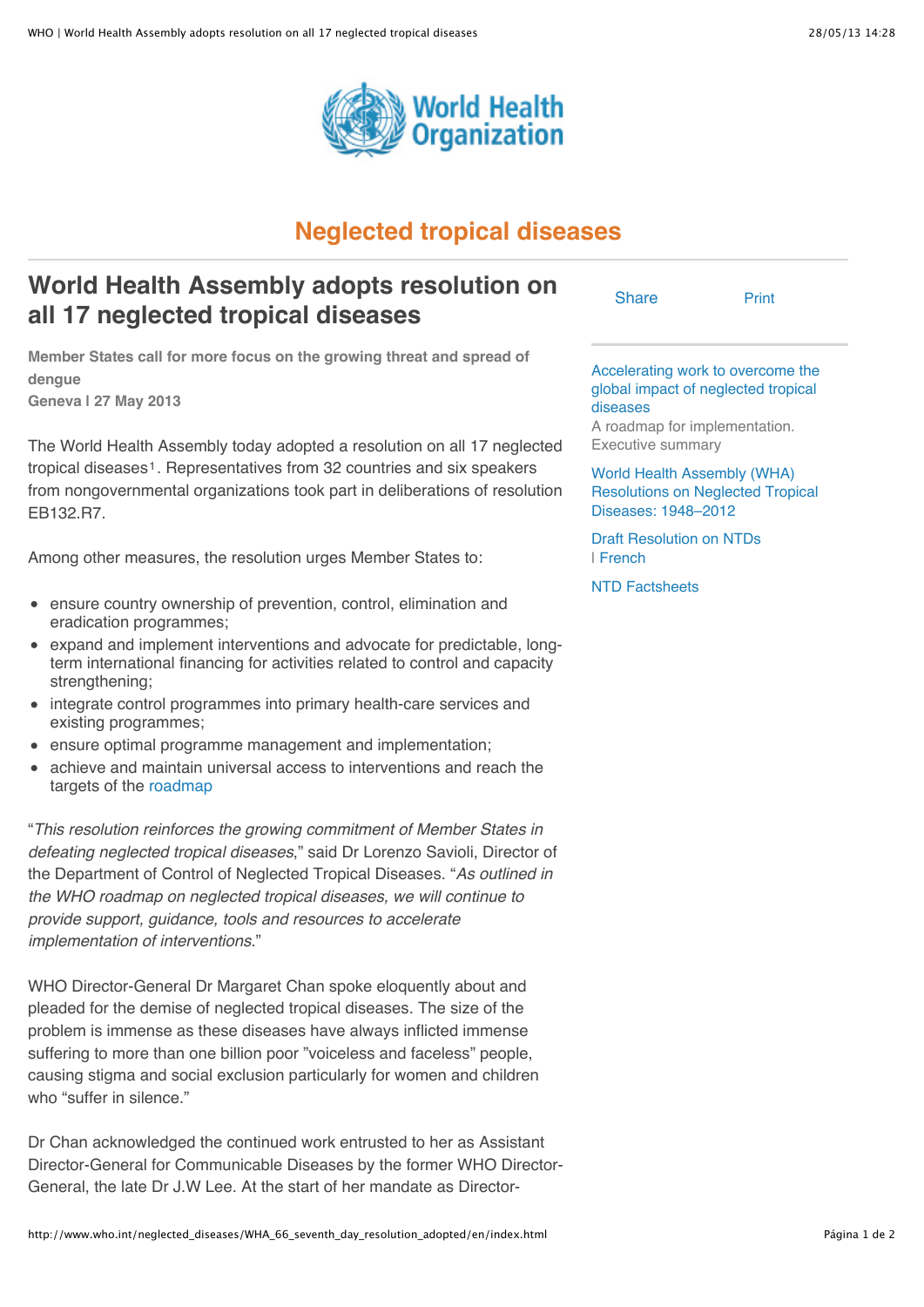# Neglected tropical diseases

## World Health Assembly adopts resolution on all 17 neglected tropical diseases

**Member States call for more focus on the growing threat and spread of dengue**
**Geneva I 27 May 2013**

The World Health Assembly today adopted a resolution on all 17 neglected tropical diseases[1]. Representatives from 32 countries and six speakers from nongovernmental organizations took part in deliberations of resolution EB132.R7.

Among other measures, the resolution urges Member States to:

- ensure country ownership of prevention, control, elimination and eradication programmes;
- expand and implement interventions and advocate for predictable, long-term international financing for activities related to control and capacity strengthening;
- integrate control programmes into primary health-care services and existing programmes;
- ensure optimal programme management and implementation;
- achieve and maintain universal access to interventions and reach the targets of the roadmap

"*This resolution reinforces the growing commitment of Member States in defeating neglected tropical diseases*," said Dr Lorenzo Savioli, Director of the Department of Control of Neglected Tropical Diseases. "*As outlined in the WHO roadmap on neglected tropical diseases, we will continue to provide support, guidance, tools and resources to accelerate implementation of interventions*."

WHO Director-General Dr Margaret Chan spoke eloquently about and pleaded for the demise of neglected tropical diseases. The size of the problem is immense as these diseases have always inflicted immense suffering to more than one billion poor "voiceless and faceless" people, causing stigma and social exclusion particularly for women and children who "suffer in silence."

Dr Chan acknowledged the continued work entrusted to her as Assistant Director-General for Communicable Diseases by the former WHO Director-General, the late Dr J.W Lee. At the start of her mandate as Director-

Share Print

Accelerating work to overcome the global impact of neglected tropical diseases
A roadmap for implementation. Executive summary

World Health Assembly (WHA) Resolutions on Neglected Tropical Diseases: 1948–2012

Draft Resolution on NTDs
| French

NTD Factsheets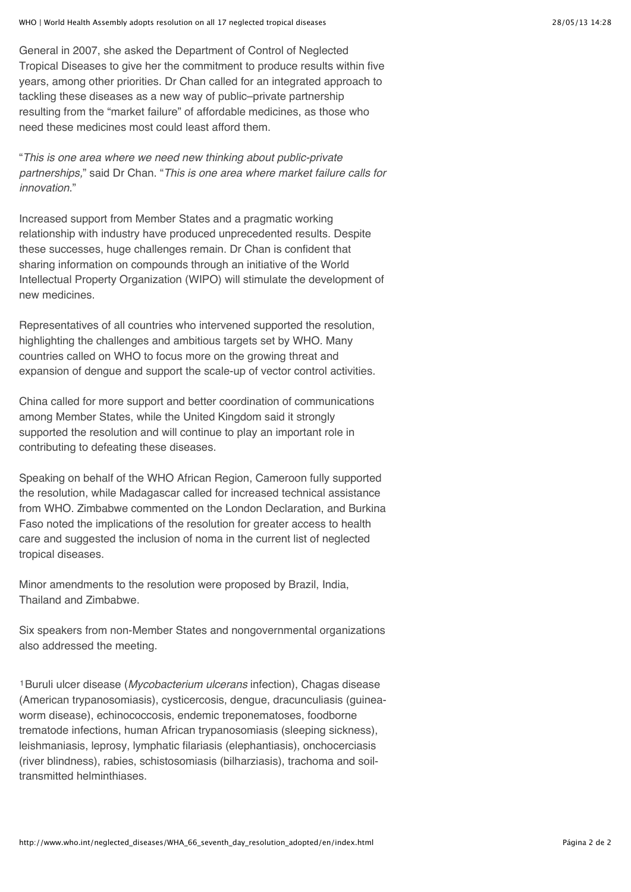General in 2007, she asked the Department of Control of Neglected Tropical Diseases to give her the commitment to produce results within five years, among other priorities. Dr Chan called for an integrated approach to tackling these diseases as a new way of public–private partnership resulting from the "market failure" of affordable medicines, as those who need these medicines most could least afford them.

"*This is one area where we need new thinking about public-private partnerships,*" said Dr Chan. "*This is one area where market failure calls for innovation*."

Increased support from Member States and a pragmatic working relationship with industry have produced unprecedented results. Despite these successes, huge challenges remain. Dr Chan is confident that sharing information on compounds through an initiative of the World Intellectual Property Organization (WIPO) will stimulate the development of new medicines.

Representatives of all countries who intervened supported the resolution, highlighting the challenges and ambitious targets set by WHO. Many countries called on WHO to focus more on the growing threat and expansion of dengue and support the scale-up of vector control activities.

China called for more support and better coordination of communications among Member States, while the United Kingdom said it strongly supported the resolution and will continue to play an important role in contributing to defeating these diseases.

Speaking on behalf of the WHO African Region, Cameroon fully supported the resolution, while Madagascar called for increased technical assistance from WHO. Zimbabwe commented on the London Declaration, and Burkina Faso noted the implications of the resolution for greater access to health care and suggested the inclusion of noma in the current list of neglected tropical diseases.

Minor amendments to the resolution were proposed by Brazil, India, Thailand and Zimbabwe.

Six speakers from non-Member States and nongovernmental organizations also addressed the meeting.

[1] Buruli ulcer disease (*Mycobacterium ulcerans* infection), Chagas disease (American trypanosomiasis), cysticercosis, dengue, dracunculiasis (guinea-worm disease), echinococcosis, endemic treponematoses, foodborne trematode infections, human African trypanosomiasis (sleeping sickness), leishmaniasis, leprosy, lymphatic filariasis (elephantiasis), onchocerciasis (river blindness), rabies, schistosomiasis (bilharziasis), trachoma and soil-transmitted helminthiases.